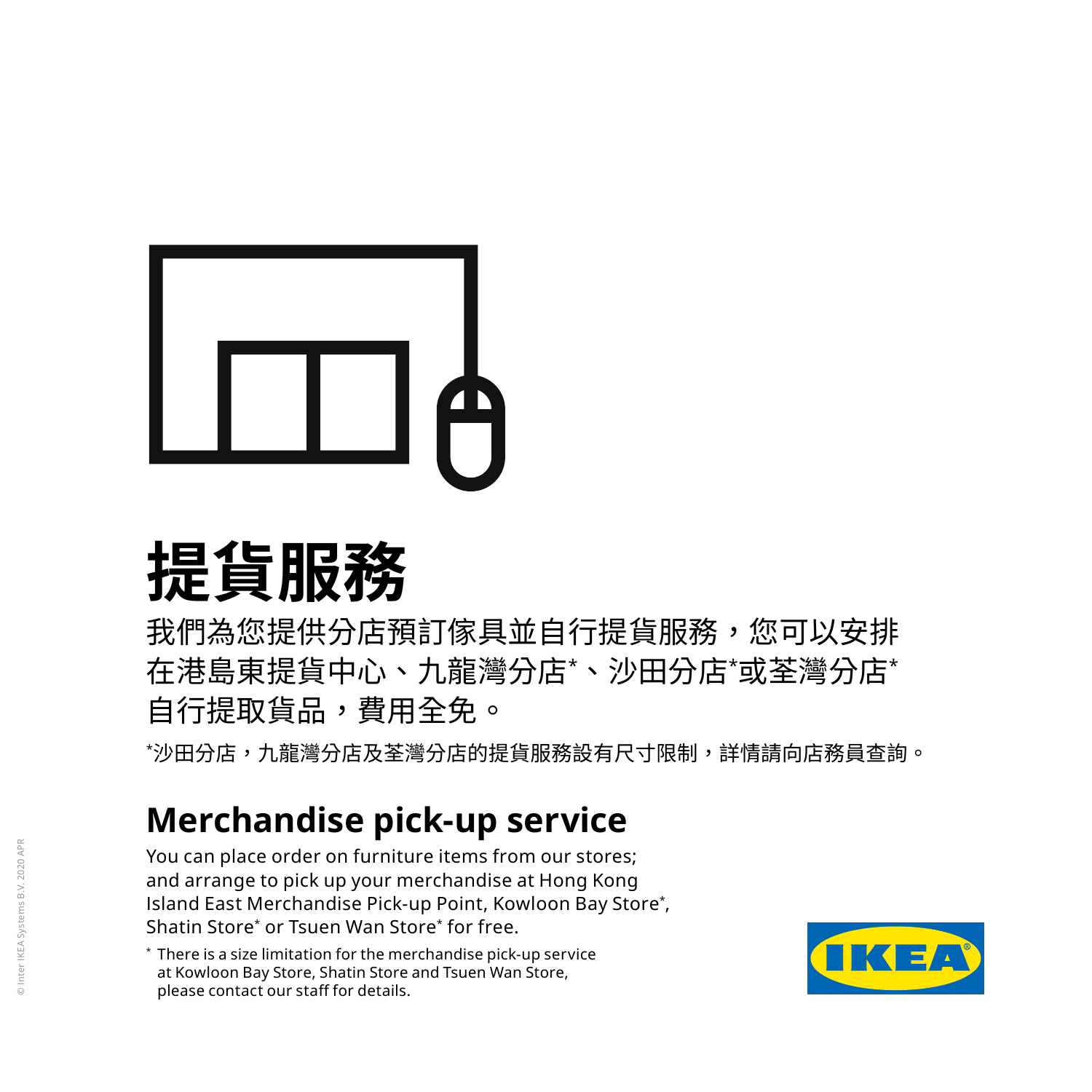# 提貨服務

我們為您提供分店預訂傢具並自行提貨服務，您可以安排在港島東提貨中心、九龍灣分店*、沙田分店*或荃灣分店*自行提取貨品，費用全免。

*沙田分店，九龍灣分店及荃灣分店的提貨服務設有尺寸限制，詳情請向店務員查詢。

# Merchandise pick-up service

You can place order on furniture items from our stores; and arrange to pick up your merchandise at Hong Kong Island East Merchandise Pick-up Point, Kowloon Bay Store*, Shatin Store* or Tsuen Wan Store* for free.

* There is a size limitation for the merchandise pick-up service at Kowloon Bay Store, Shatin Store and Tsuen Wan Store, please contact our staff for details.

IKEA

© Inter IKEA Systems B.V. 2020 APR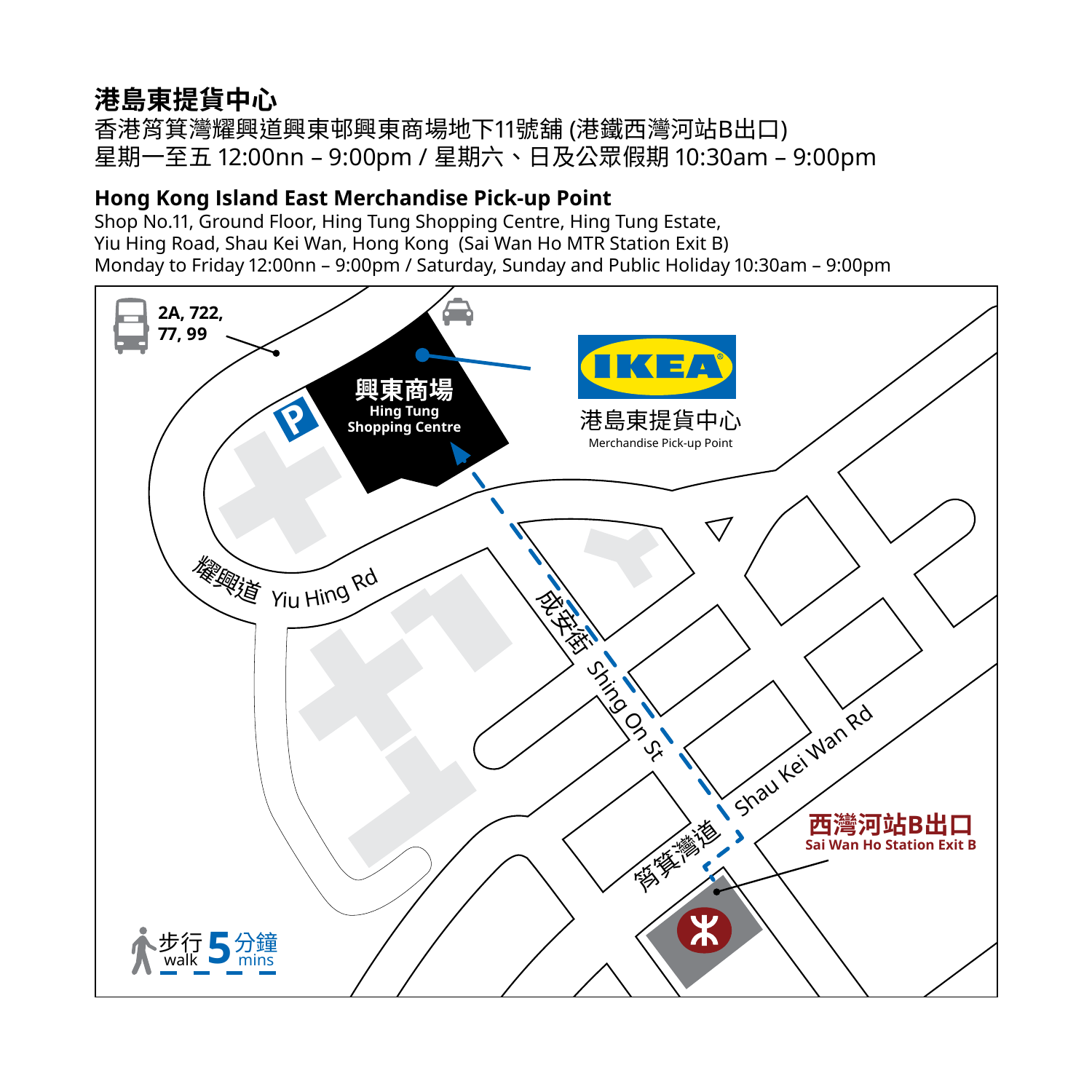## 港島東提貨中心

香港筲箕灣耀興道興東邨興東商場地下11號舖 (港鐵西灣河站B出口)
星期一至五 12:00nn – 9:00pm / 星期六、日及公眾假期 10:30am – 9:00pm

## Hong Kong Island East Merchandise Pick-up Point

Shop No.11, Ground Floor, Hing Tung Shopping Centre, Hing Tung Estate,
Yiu Hing Road, Shau Kei Wan, Hong Kong (Sai Wan Ho MTR Station Exit B)
Monday to Friday 12:00nn – 9:00pm / Saturday, Sunday and Public Holiday 10:30am – 9:00pm

2A, 722, 77, 99

興東商場
Hing Tung Shopping Centre

IKEA
港島東提貨中心
Merchandise Pick-up Point

耀興道 Yiu Hing Rd

成安街 Shing On St

筲箕灣道 Shau Kei Wan Rd

西灣河站B出口
Sai Wan Ho Station Exit B

步行 5 分鐘
walk 5 mins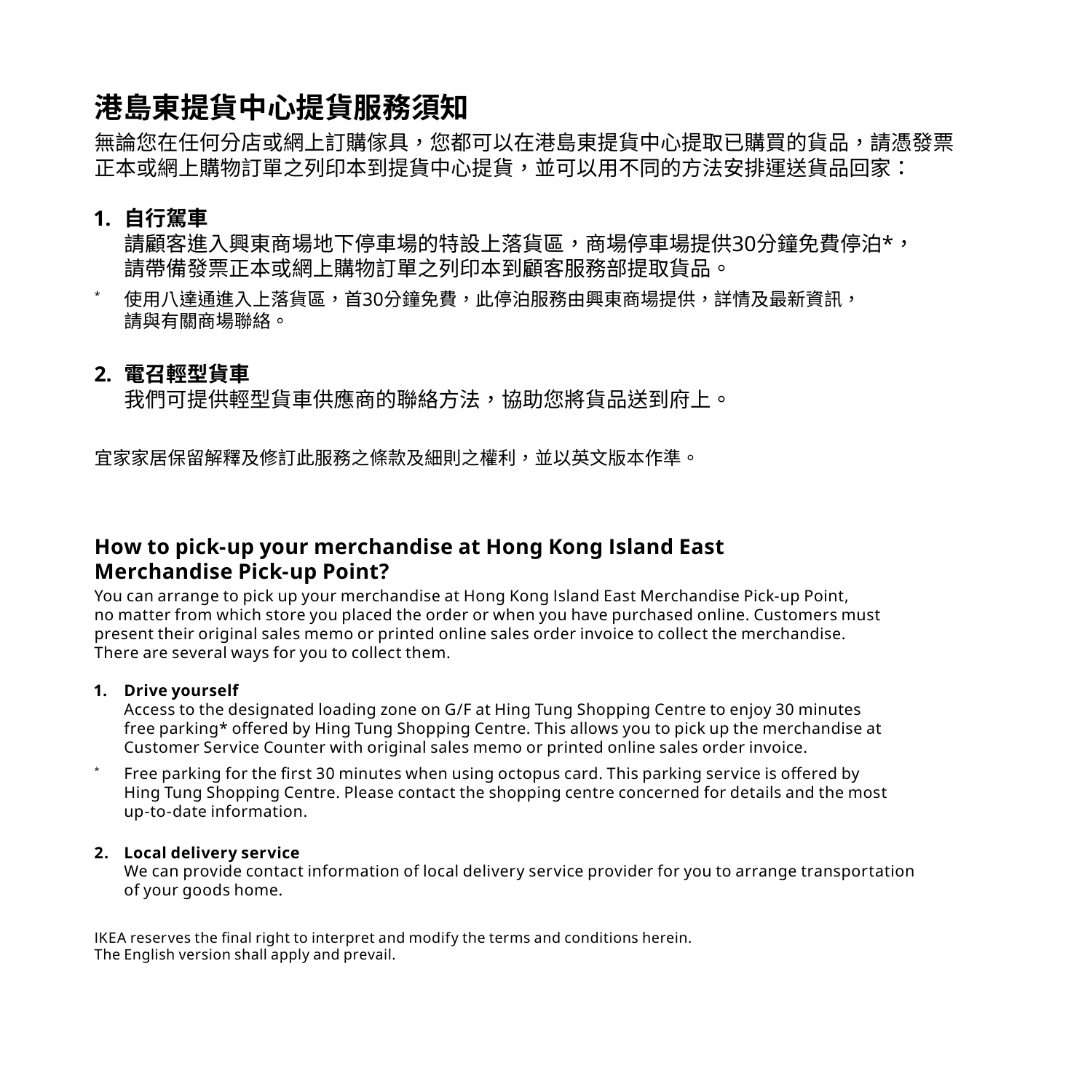# 港島東提貨中心提貨服務須知

無論您在任何分店或網上訂購傢具，您都可以在港島東提貨中心提取已購買的貨品，請憑發票正本或網上購物訂單之列印本到提貨中心提貨，並可以用不同的方法安排運送貨品回家：

**1. 自行駕車**

請顧客進入興東商場地下停車場的特設上落貨區，商場停車場提供30分鐘免費停泊*，請帶備發票正本或網上購物訂單之列印本到顧客服務部提取貨品。

\* 使用八達通進入上落貨區，首30分鐘免費，此停泊服務由興東商場提供，詳情及最新資訊，請與有關商場聯絡。

**2. 電召輕型貨車**

我們可提供輕型貨車供應商的聯絡方法，協助您將貨品送到府上。

宜家家居保留解釋及修訂此服務之條款及細則之權利，並以英文版本作準。

## How to pick-up your merchandise at Hong Kong Island East Merchandise Pick-up Point?

You can arrange to pick up your merchandise at Hong Kong Island East Merchandise Pick-up Point, no matter from which store you placed the order or when you have purchased online. Customers must present their original sales memo or printed online sales order invoice to collect the merchandise. There are several ways for you to collect them.

**1. Drive yourself**

Access to the designated loading zone on G/F at Hing Tung Shopping Centre to enjoy 30 minutes free parking* offered by Hing Tung Shopping Centre. This allows you to pick up the merchandise at Customer Service Counter with original sales memo or printed online sales order invoice.

\* Free parking for the first 30 minutes when using octopus card. This parking service is offered by Hing Tung Shopping Centre. Please contact the shopping centre concerned for details and the most up-to-date information.

**2. Local delivery service**

We can provide contact information of local delivery service provider for you to arrange transportation of your goods home.

IKEA reserves the final right to interpret and modify the terms and conditions herein.
The English version shall apply and prevail.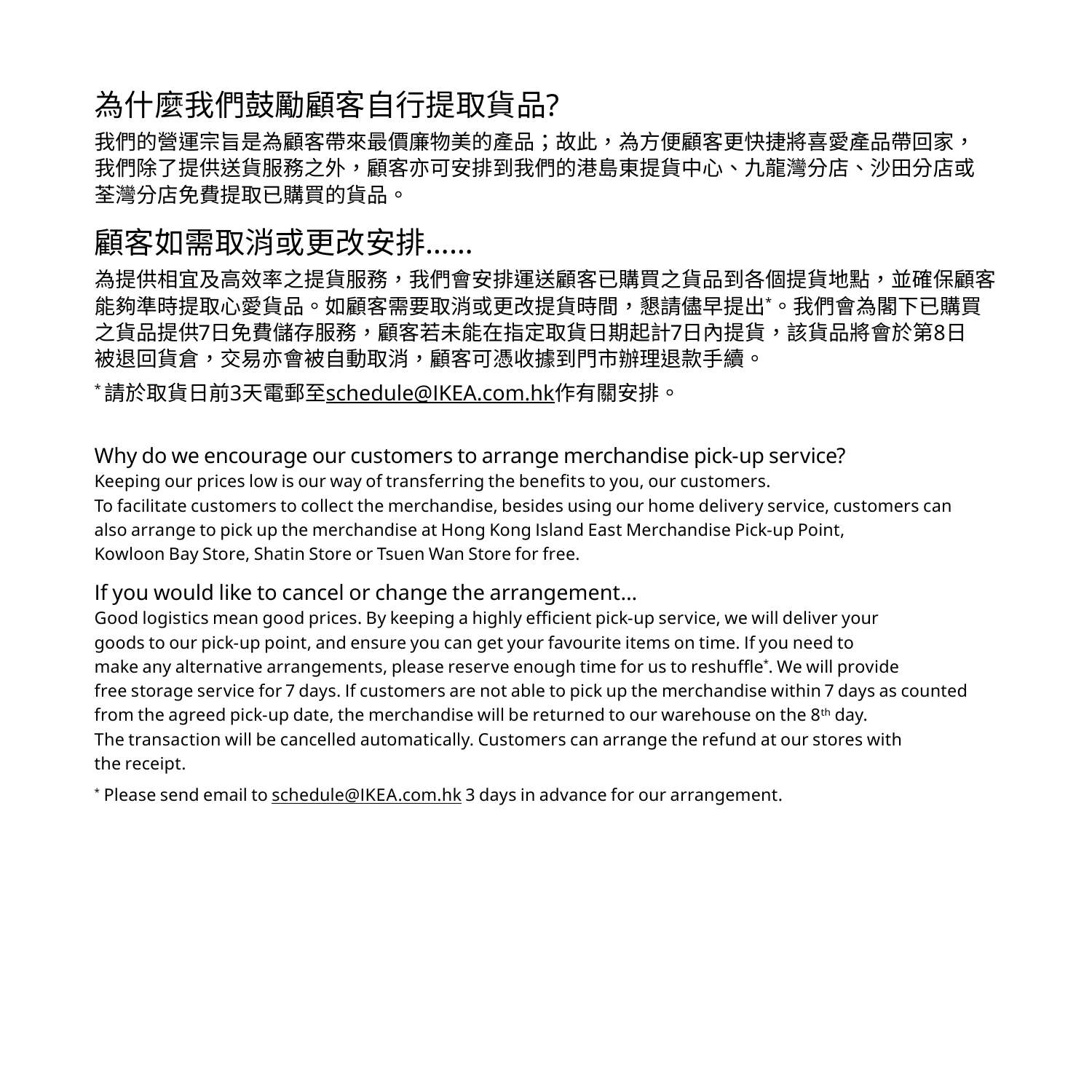## 為什麼我們鼓勵顧客自行提取貨品?

我們的營運宗旨是為顧客帶來最價廉物美的產品；故此，為方便顧客更快捷將喜愛產品帶回家，我們除了提供送貨服務之外，顧客亦可安排到我們的港島東提貨中心、九龍灣分店、沙田分店或荃灣分店免費提取已購買的貨品。

## 顧客如需取消或更改安排……

為提供相宜及高效率之提貨服務，我們會安排運送顧客已購買之貨品到各個提貨地點，並確保顧客能夠準時提取心愛貨品。如顧客需要取消或更改提貨時間，懇請儘早提出*。我們會為閣下已購買之貨品提供7日免費儲存服務，顧客若未能在指定取貨日期起計7日內提貨，該貨品將會於第8日被退回貨倉，交易亦會被自動取消，顧客可憑收據到門市辦理退款手續。

* 請於取貨日前3天電郵至schedule@IKEA.com.hk作有關安排。

### Why do we encourage our customers to arrange merchandise pick-up service?

Keeping our prices low is our way of transferring the benefits to you, our customers.
To facilitate customers to collect the merchandise, besides using our home delivery service, customers can also arrange to pick up the merchandise at Hong Kong Island East Merchandise Pick-up Point, Kowloon Bay Store, Shatin Store or Tsuen Wan Store for free.

### If you would like to cancel or change the arrangement...

Good logistics mean good prices. By keeping a highly efficient pick-up service, we will deliver your goods to our pick-up point, and ensure you can get your favourite items on time. If you need to make any alternative arrangements, please reserve enough time for us to reshuffle*. We will provide free storage service for 7 days. If customers are not able to pick up the merchandise within 7 days as counted from the agreed pick-up date, the merchandise will be returned to our warehouse on the 8th day. The transaction will be cancelled automatically. Customers can arrange the refund at our stores with the receipt.

* Please send email to schedule@IKEA.com.hk 3 days in advance for our arrangement.